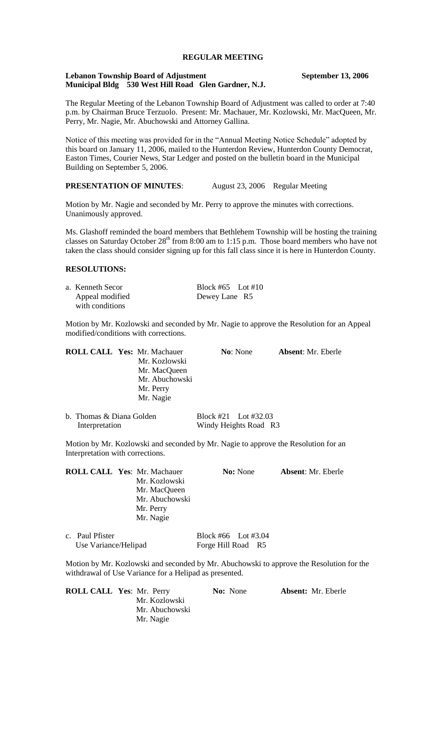# REGULAR MEETING

**Lebanon Township Board of Adjustment** **September 13, 2006**
**Municipal Bldg 530 West Hill Road Glen Gardner, N.J.**

The Regular Meeting of the Lebanon Township Board of Adjustment was called to order at 7:40 p.m. by Chairman Bruce Terzuolo. Present: Mr. Machauer, Mr. Kozlowski, Mr. MacQueen, Mr. Perry, Mr. Nagie, Mr. Abuchowski and Attorney Gallina.

Notice of this meeting was provided for in the "Annual Meeting Notice Schedule" adopted by this board on January 11, 2006, mailed to the Hunterdon Review, Hunterdon County Democrat, Easton Times, Courier News, Star Ledger and posted on the bulletin board in the Municipal Building on September 5, 2006.

**PRESENTATION OF MINUTES**: August 23, 2006 Regular Meeting

Motion by Mr. Nagie and seconded by Mr. Perry to approve the minutes with corrections. Unanimously approved.

Ms. Glashoff reminded the board members that Bethlehem Township will be hosting the training classes on Saturday October 28th from 8:00 am to 1:15 p.m. Those board members who have not taken the class should consider signing up for this fall class since it is here in Hunterdon County.

**RESOLUTIONS:**

a. Kenneth Secor — Block #65 Lot #10
Appeal modified with conditions — Dewey Lane R5

Motion by Mr. Kozlowski and seconded by Mr. Nagie to approve the Resolution for an Appeal modified/conditions with corrections.

**ROLL CALL Yes:** Mr. Machauer, Mr. Kozlowski, Mr. MacQueen, Mr. Abuchowski, Mr. Perry, Mr. Nagie
**No**: None
**Absent**: Mr. Eberle

b. Thomas & Diana Golden — Block #21 Lot #32.03
Interpretation — Windy Heights Road R3

Motion by Mr. Kozlowski and seconded by Mr. Nagie to approve the Resolution for an Interpretation with corrections.

**ROLL CALL Yes**: Mr. Machauer, Mr. Kozlowski, Mr. MacQueen, Mr. Abuchowski, Mr. Perry, Mr. Nagie
**No:** None
**Absent**: Mr. Eberle

c. Paul Pfister — Block #66 Lot #3.04
Use Variance/Helipad — Forge Hill Road R5

Motion by Mr. Kozlowski and seconded by Mr. Abuchowski to approve the Resolution for the withdrawal of Use Variance for a Helipad as presented.

**ROLL CALL Yes**: Mr. Perry, Mr. Kozlowski, Mr. Abuchowski, Mr. Nagie
**No:** None
**Absent:** Mr. Eberle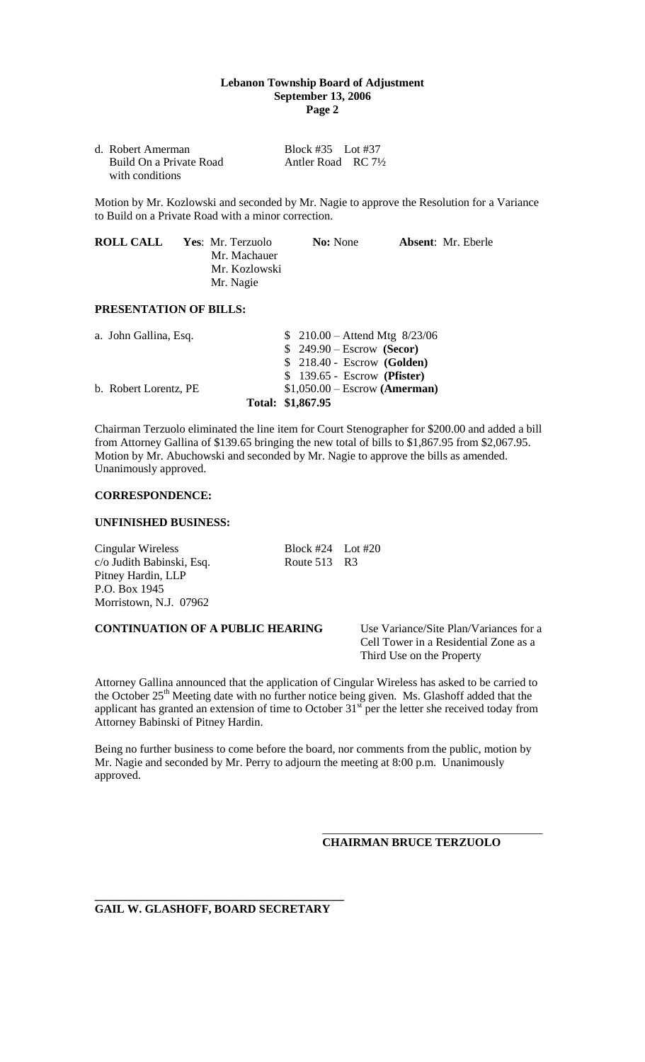d. Robert Amerman — Block #35 Lot #37
Build On a Private Road with conditions — Antler Road RC 7½

Motion by Mr. Kozlowski and seconded by Mr. Nagie to approve the Resolution for a Variance to Build on a Private Road with a minor correction.

**ROLL CALL** **Yes**: Mr. Terzuolo, Mr. Machauer, Mr. Kozlowski, Mr. Nagie **No:** None **Absent**: Mr. Eberle

**PRESENTATION OF BILLS:**

| | |
|---|---|
| a. John Gallina, Esq. | $ 210.00 – Attend Mtg 8/23/06 |
| | $ 249.90 – Escrow **(Secor)** |
| | $ 218.40 - Escrow **(Golden)** |
| | $ 139.65 - Escrow **(Pfister)** |
| b. Robert Lorentz, PE | $1,050.00 – Escrow **(Amerman)** |
| **Total:** | **$1,867.95** |

Chairman Terzuolo eliminated the line item for Court Stenographer for $200.00 and added a bill from Attorney Gallina of $139.65 bringing the new total of bills to $1,867.95 from $2,067.95. Motion by Mr. Abuchowski and seconded by Mr. Nagie to approve the bills as amended. Unanimously approved.

**CORRESPONDENCE:**

**UNFINISHED BUSINESS:**

Cingular Wireless — Block #24 Lot #20
c/o Judith Babinski, Esq. — Route 513 R3
Pitney Hardin, LLP
P.O. Box 1945
Morristown, N.J. 07962

**CONTINUATION OF A PUBLIC HEARING** — Use Variance/Site Plan/Variances for a Cell Tower in a Residential Zone as a Third Use on the Property

Attorney Gallina announced that the application of Cingular Wireless has asked to be carried to the October 25th Meeting date with no further notice being given. Ms. Glashoff added that the applicant has granted an extension of time to October 31st per the letter she received today from Attorney Babinski of Pitney Hardin.

Being no further business to come before the board, nor comments from the public, motion by Mr. Nagie and seconded by Mr. Perry to adjourn the meeting at 8:00 p.m. Unanimously approved.

\_\_\_\_\_\_\_\_\_\_\_\_\_\_\_\_\_\_\_\_\_\_\_\_\_\_\_\_\_\_\_\_\_\_\_\_\_\_
**CHAIRMAN BRUCE TERZUOLO**

\_\_\_\_\_\_\_\_\_\_\_\_\_\_\_\_\_\_\_\_\_\_\_\_\_\_\_\_\_\_\_\_\_\_\_\_\_\_
**GAIL W. GLASHOFF, BOARD SECRETARY**